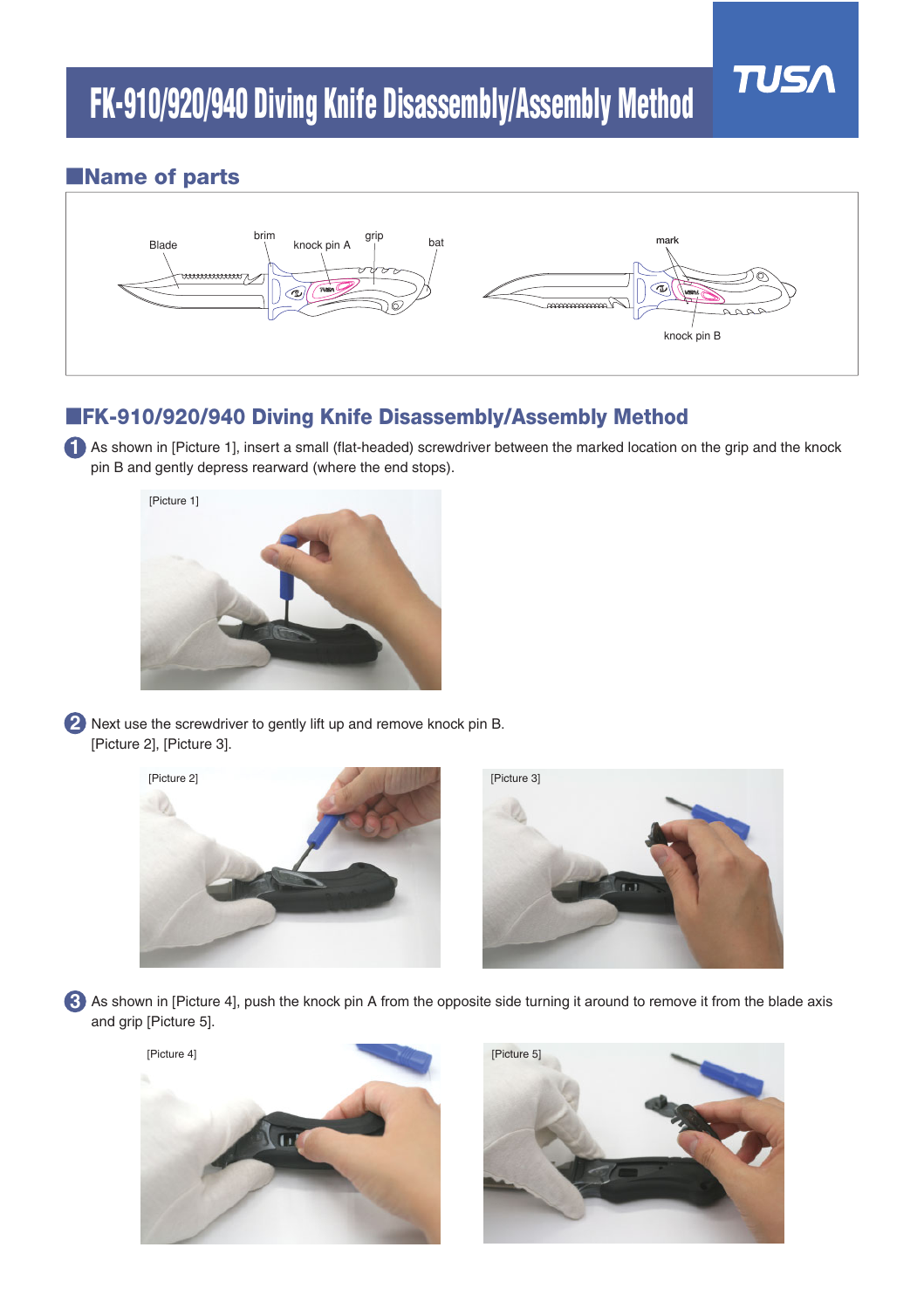# FK-910/920/940 Diving Knife Disassembly/Assembly Method

TUSA

## ■Name of parts

Blade, brim, knock pin A, grip, bat, mark, knock pin B

## ■FK-910/920/940 Diving Knife Disassembly/Assembly Method

1. As shown in [Picture 1], insert a small (flat-headed) screwdriver between the marked location on the grip and the knock pin B and gently depress rearward (where the end stops).

[Picture 1]

2. Next use the screwdriver to gently lift up and remove knock pin B. [Picture 2], [Picture 3].

[Picture 2]

[Picture 3]

3. As shown in [Picture 4], push the knock pin A from the opposite side turning it around to remove it from the blade axis and grip [Picture 5].

[Picture 4]

[Picture 5]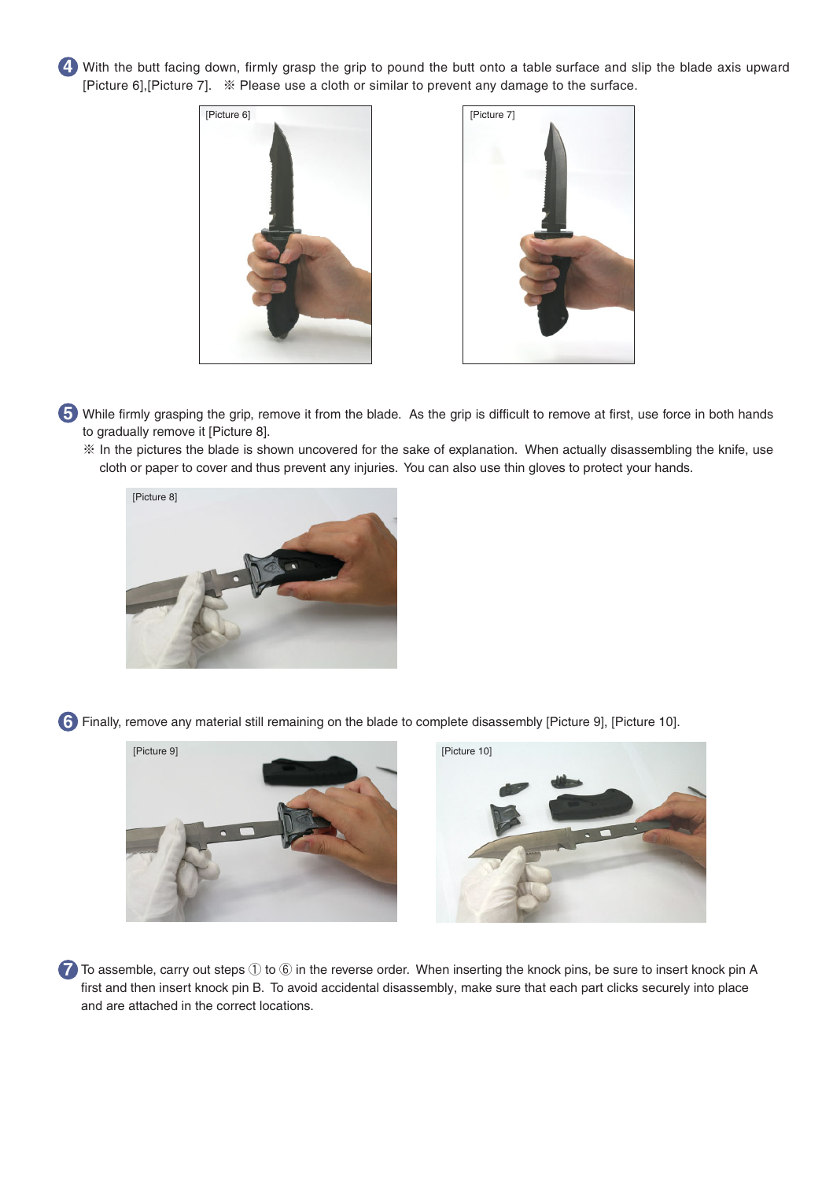4. With the butt facing down, firmly grasp the grip to pound the butt onto a table surface and slip the blade axis upward [Picture 6],[Picture 7]. ※ Please use a cloth or similar to prevent any damage to the surface.

[Picture 6]

[Picture 7]

5. While firmly grasping the grip, remove it from the blade. As the grip is difficult to remove at first, use force in both hands to gradually remove it [Picture 8].
   ※ In the pictures the blade is shown uncovered for the sake of explanation. When actually disassembling the knife, use cloth or paper to cover and thus prevent any injuries. You can also use thin gloves to protect your hands.

[Picture 8]

6. Finally, remove any material still remaining on the blade to complete disassembly [Picture 9], [Picture 10].

[Picture 9]

[Picture 10]

7. To assemble, carry out steps ① to ⑥ in the reverse order. When inserting the knock pins, be sure to insert knock pin A first and then insert knock pin B. To avoid accidental disassembly, make sure that each part clicks securely into place and are attached in the correct locations.